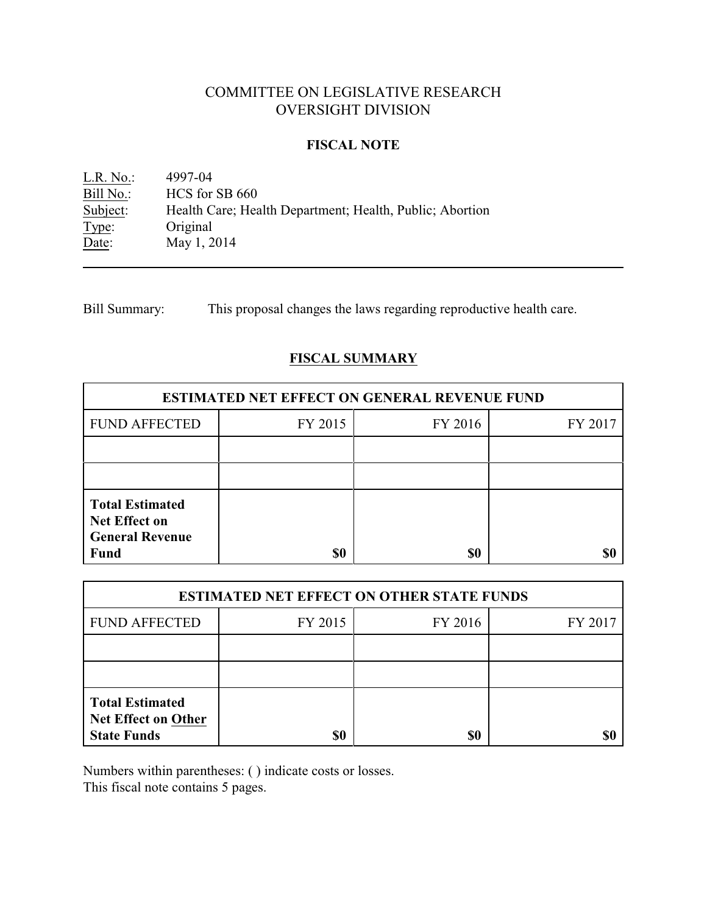# COMMITTEE ON LEGISLATIVE RESEARCH
# OVERSIGHT DIVISION

## FISCAL NOTE

L.R. No.: 4997-04
Bill No.: HCS for SB 660
Subject: Health Care; Health Department; Health, Public; Abortion
Type: Original
Date: May 1, 2014

---

Bill Summary: This proposal changes the laws regarding reproductive health care.

## FISCAL SUMMARY

| ESTIMATED NET EFFECT ON GENERAL REVENUE FUND | | | |
|---|---|---|---|
| FUND AFFECTED | FY 2015 | FY 2016 | FY 2017 |
| | | | |
| | | | |
| **Total Estimated Net Effect on General Revenue Fund** | **$0** | **$0** | **$0** |

| ESTIMATED NET EFFECT ON OTHER STATE FUNDS | | | |
|---|---|---|---|
| FUND AFFECTED | FY 2015 | FY 2016 | FY 2017 |
| | | | |
| | | | |
| **Total Estimated Net Effect on Other State Funds** | **$0** | **$0** | **$0** |

Numbers within parentheses: ( ) indicate costs or losses.
This fiscal note contains 5 pages.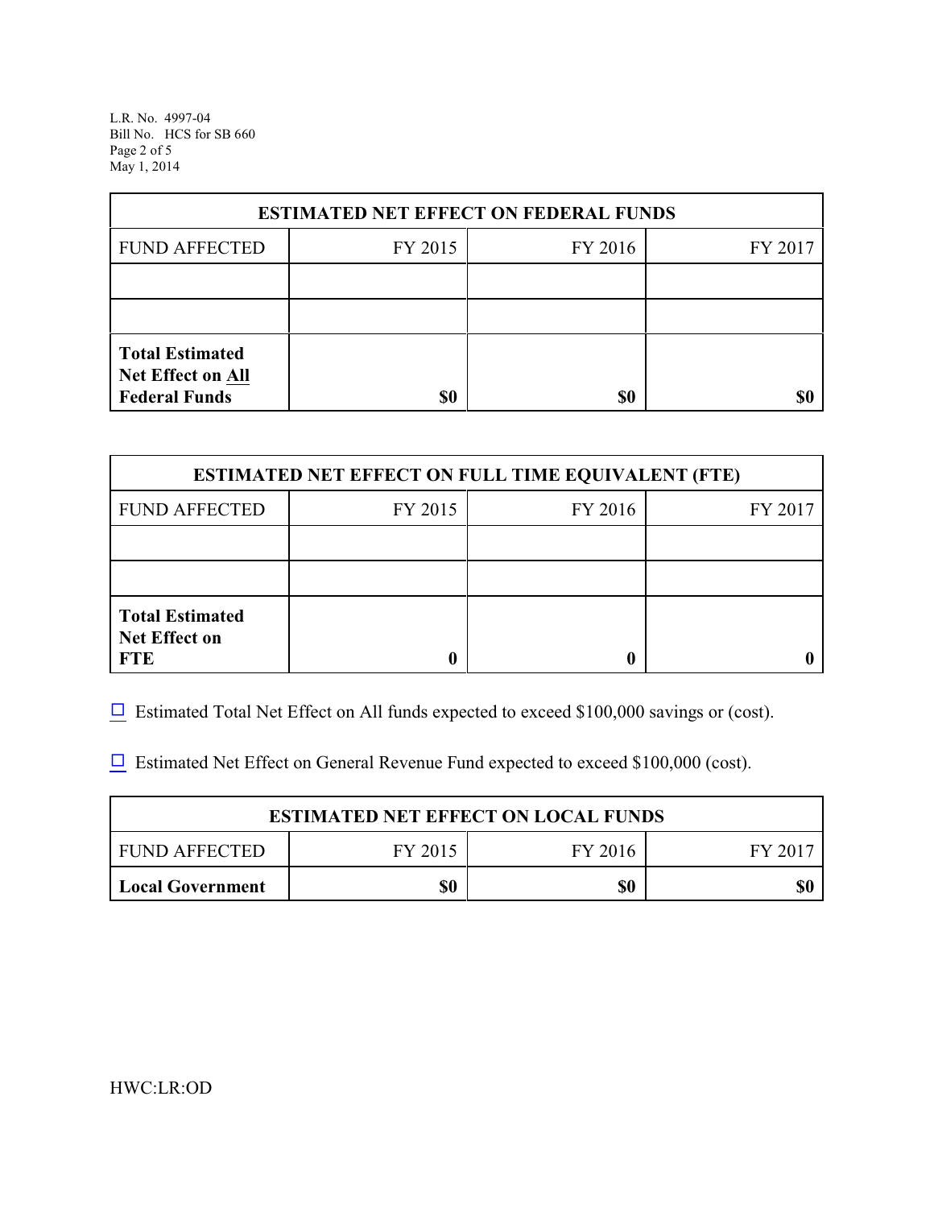| ESTIMATED NET EFFECT ON FEDERAL FUNDS | | | |
|---|---|---|---|
| FUND AFFECTED | FY 2015 | FY 2016 | FY 2017 |
| | | | |
| | | | |
| **Total Estimated Net Effect on All Federal Funds** | **$0** | **$0** | **$0** |

| ESTIMATED NET EFFECT ON FULL TIME EQUIVALENT (FTE) | | | |
|---|---|---|---|
| FUND AFFECTED | FY 2015 | FY 2016 | FY 2017 |
| | | | |
| | | | |
| **Total Estimated Net Effect on FTE** | **0** | **0** | **0** |

☐ Estimated Total Net Effect on All funds expected to exceed $100,000 savings or (cost).

☐ Estimated Net Effect on General Revenue Fund expected to exceed $100,000 (cost).

| ESTIMATED NET EFFECT ON LOCAL FUNDS | | | |
|---|---|---|---|
| FUND AFFECTED | FY 2015 | FY 2016 | FY 2017 |
| **Local Government** | **$0** | **$0** | **$0** |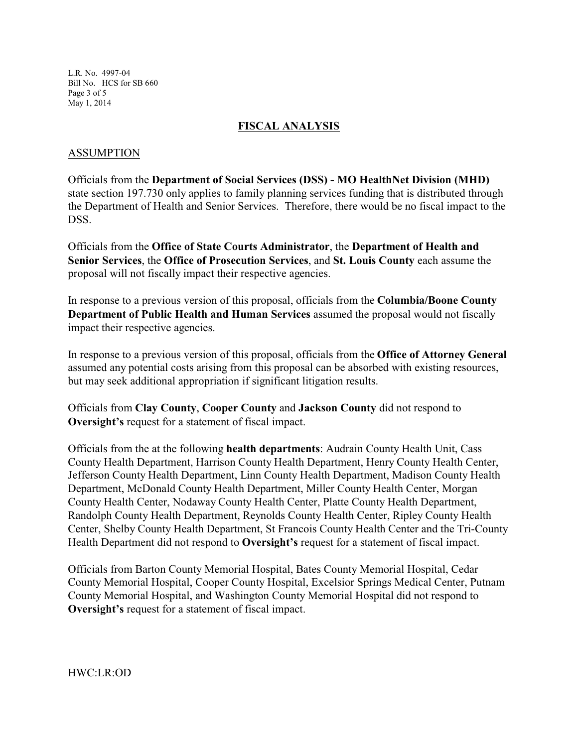## FISCAL ANALYSIS

### ASSUMPTION

Officials from the **Department of Social Services (DSS) - MO HealthNet Division (MHD)** state section 197.730 only applies to family planning services funding that is distributed through the Department of Health and Senior Services. Therefore, there would be no fiscal impact to the DSS.

Officials from the **Office of State Courts Administrator**, the **Department of Health and Senior Services**, the **Office of Prosecution Services**, and **St. Louis County** each assume the proposal will not fiscally impact their respective agencies.

In response to a previous version of this proposal, officials from the **Columbia/Boone County Department of Public Health and Human Services** assumed the proposal would not fiscally impact their respective agencies.

In response to a previous version of this proposal, officials from the **Office of Attorney General** assumed any potential costs arising from this proposal can be absorbed with existing resources, but may seek additional appropriation if significant litigation results.

Officials from **Clay County**, **Cooper County** and **Jackson County** did not respond to **Oversight's** request for a statement of fiscal impact.

Officials from the at the following **health departments**: Audrain County Health Unit, Cass County Health Department, Harrison County Health Department, Henry County Health Center, Jefferson County Health Department, Linn County Health Department, Madison County Health Department, McDonald County Health Department, Miller County Health Center, Morgan County Health Center, Nodaway County Health Center, Platte County Health Department, Randolph County Health Department, Reynolds County Health Center, Ripley County Health Center, Shelby County Health Department, St Francois County Health Center and the Tri-County Health Department did not respond to **Oversight's** request for a statement of fiscal impact.

Officials from Barton County Memorial Hospital, Bates County Memorial Hospital, Cedar County Memorial Hospital, Cooper County Hospital, Excelsior Springs Medical Center, Putnam County Memorial Hospital, and Washington County Memorial Hospital did not respond to **Oversight's** request for a statement of fiscal impact.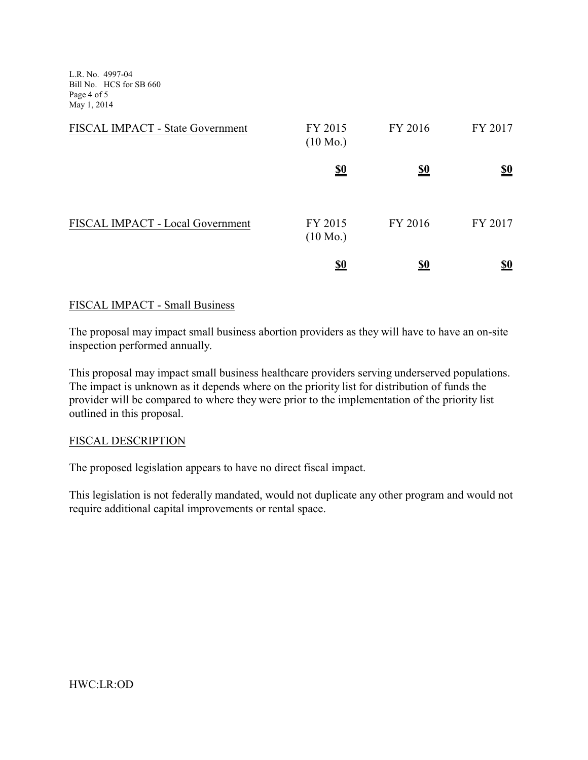| FISCAL IMPACT - State Government | FY 2015 (10 Mo.) | FY 2016 | FY 2017 |
|---|---|---|---|
| | **$0** | **$0** | **$0** |

| FISCAL IMPACT - Local Government | FY 2015 (10 Mo.) | FY 2016 | FY 2017 |
|---|---|---|---|
| | **$0** | **$0** | **$0** |

## FISCAL IMPACT - Small Business

The proposal may impact small business abortion providers as they will have to have an on-site inspection performed annually.

This proposal may impact small business healthcare providers serving underserved populations. The impact is unknown as it depends where on the priority list for distribution of funds the provider will be compared to where they were prior to the implementation of the priority list outlined in this proposal.

## FISCAL DESCRIPTION

The proposed legislation appears to have no direct fiscal impact.

This legislation is not federally mandated, would not duplicate any other program and would not require additional capital improvements or rental space.

HWC:LR:OD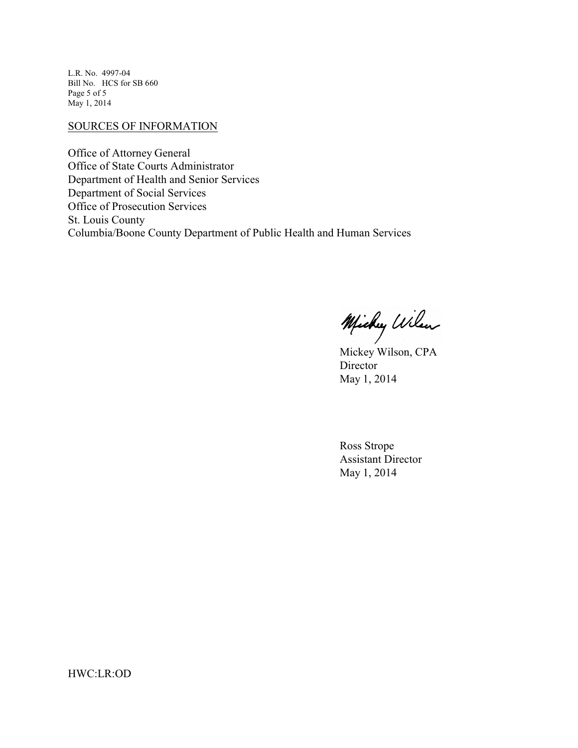## SOURCES OF INFORMATION

Office of Attorney General
Office of State Courts Administrator
Department of Health and Senior Services
Department of Social Services
Office of Prosecution Services
St. Louis County
Columbia/Boone County Department of Public Health and Human Services

Mickey Wilson, CPA
Director
May 1, 2014

Ross Strope
Assistant Director
May 1, 2014

HWC:LR:OD